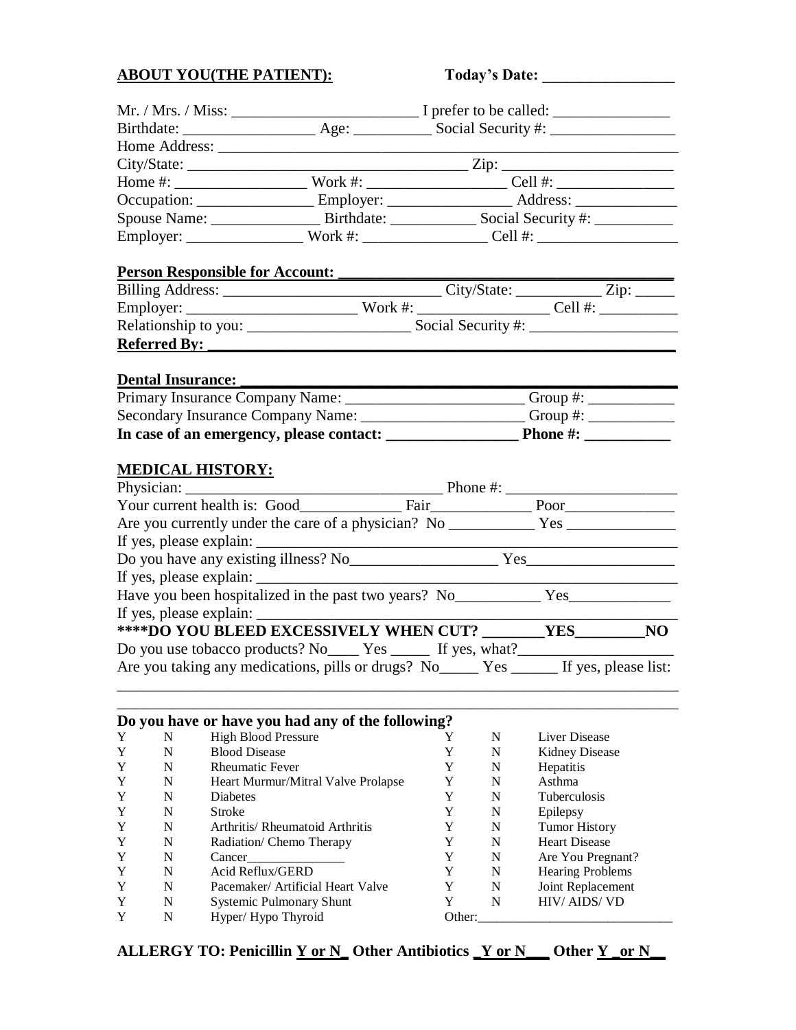**ABOUT YOU(THE PATIENT):** **Today's Date: _________________**

Mr. / Mrs. / Miss: ________________________ I prefer to be called: _______________

Birthdate: _________________ Age: __________ Social Security #: ________________

Home Address: ____________________________________________________________

City/State: ____________________________________ Zip: ______________________

Home #: _________________ Work #: _________________ Cell #: _______________

Occupation: _______________ Employer: ________________ Address: _____________

Spouse Name: ______________ Birthdate: ___________ Social Security #: __________

Employer: _______________ Work #: ________________ Cell #: __________________

**Person Responsible for Account: ___________________________________________**

Billing Address: ____________________________ City/State: ___________ Zip: _____

Employer: ______________________ Work #: _________________ Cell #: __________

Relationship to you: _____________________ Social Security #: ___________________

**Referred By: _____________________________________________________________**

**Dental Insurance: _________________________________________________________**

Primary Insurance Company Name: _______________________ Group #: ___________

Secondary Insurance Company Name: _____________________ Group #: ___________

**In case of an emergency, please contact: _________________ Phone #: ___________**

**MEDICAL HISTORY:**

Physician: __________________________________ Phone #: ______________________

Your current health is: Good_____________ Fair_____________ Poor______________

Are you currently under the care of a physician? No ___________ Yes ______________

If yes, please explain: _______________________________________________________

Do you have any existing illness? No___________________ Yes___________________

If yes, please explain: _______________________________________________________

Have you been hospitalized in the past two years? No___________ Yes_____________

If yes, please explain: _______________________________________________________

**\*\*\*\*DO YOU BLEED EXCESSIVELY WHEN CUT? ________YES_________NO**

Do you use tobacco products? No____ Yes _____ If yes, what?___________________

Are you taking any medications, pills or drugs? No_____ Yes ______ If yes, please list:

_____________________________________________________________________________

_____________________________________________________________________________

**Do you have or have you had any of the following?**

| | | | | | |
|---|---|---|---|---|---|
| Y | N | High Blood Pressure | Y | N | Liver Disease |
| Y | N | Blood Disease | Y | N | Kidney Disease |
| Y | N | Rheumatic Fever | Y | N | Hepatitis |
| Y | N | Heart Murmur/Mitral Valve Prolapse | Y | N | Asthma |
| Y | N | Diabetes | Y | N | Tuberculosis |
| Y | N | Stroke | Y | N | Epilepsy |
| Y | N | Arthritis/ Rheumatoid Arthritis | Y | N | Tumor History |
| Y | N | Radiation/ Chemo Therapy | Y | N | Heart Disease |
| Y | N | Cancer_______________ | Y | N | Are You Pregnant? |
| Y | N | Acid Reflux/GERD | Y | N | Hearing Problems |
| Y | N | Pacemaker/ Artificial Heart Valve | Y | N | Joint Replacement |
| Y | N | Systemic Pulmonary Shunt | Y | N | HIV/ AIDS/ VD |
| Y | N | Hyper/ Hypo Thyroid | Other:_____________________________ | | |

**ALLERGY TO: Penicillin Y or N_ Other Antibiotics _Y or N___ Other Y _or N__**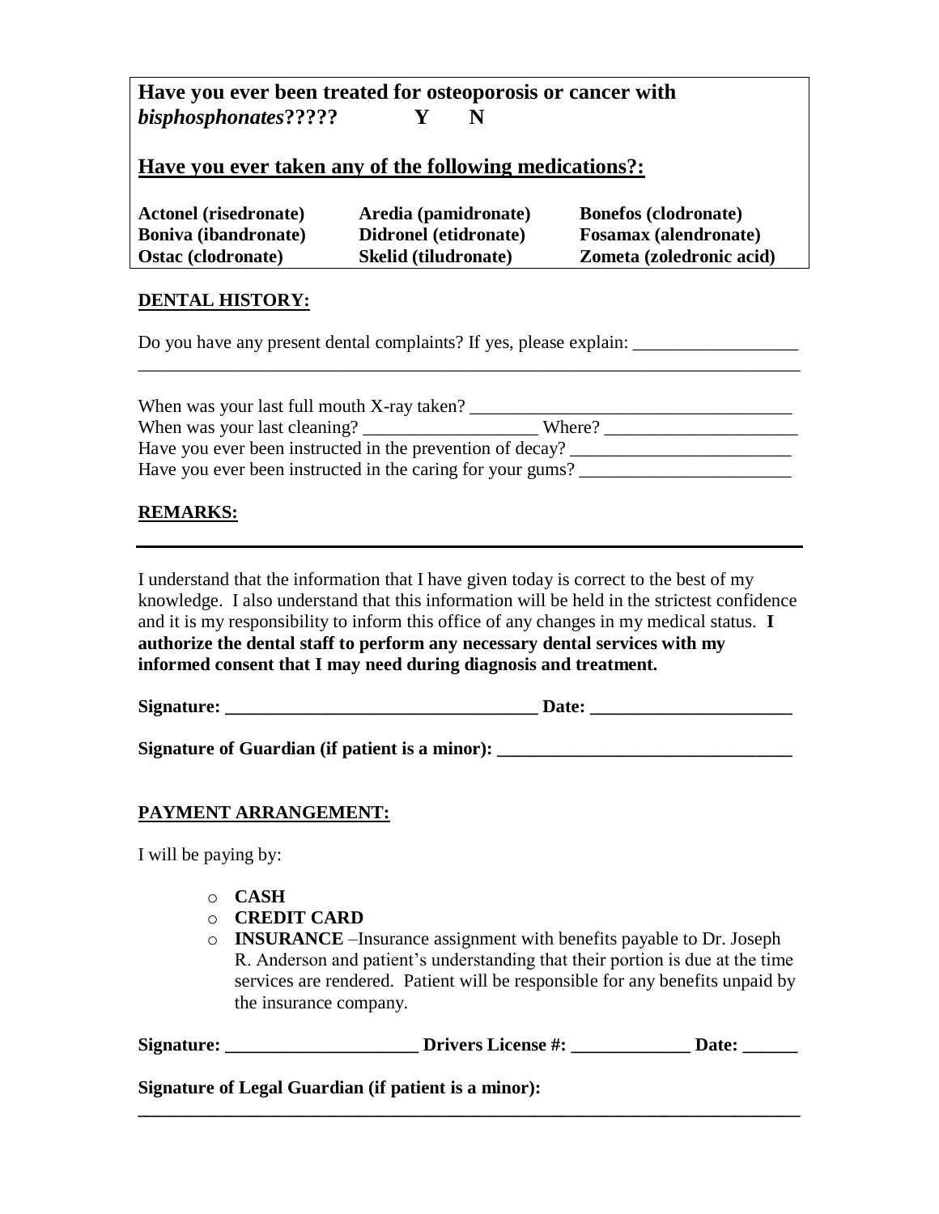**Have you ever been treated for osteoporosis or cancer with *bisphosphonates*?????     Y     N**

**<u>Have you ever taken any of the following medications?:</u>**

| | | |
|---|---|---|
| **Actonel (risedronate)** | **Aredia (pamidronate)** | **Bonefos (clodronate)** |
| **Boniva (ibandronate)** | **Didronel (etidronate)** | **Fosamax (alendronate)** |
| **Ostac (clodronate)** | **Skelid (tiludronate)** | **Zometa (zoledronic acid)** |

## DENTAL HISTORY:

Do you have any present dental complaints? If yes, please explain: __________________
_____________________________________________________________________________

When was your last full mouth X-ray taken? ____________________________________
When was your last cleaning? ___________________ Where? _____________________
Have you ever been instructed in the prevention of decay? ________________________
Have you ever been instructed in the caring for your gums? _______________________

## REMARKS:

_____________________________________________________________________________

I understand that the information that I have given today is correct to the best of my knowledge. I also understand that this information will be held in the strictest confidence and it is my responsibility to inform this office of any changes in my medical status. **I authorize the dental staff to perform any necessary dental services with my informed consent that I may need during diagnosis and treatment.**

**Signature: __________________________________ Date: ______________________**

**Signature of Guardian (if patient is a minor): ________________________________**

## PAYMENT ARRANGEMENT:

I will be paying by:

- **CASH**
- **CREDIT CARD**
- **INSURANCE** –Insurance assignment with benefits payable to Dr. Joseph R. Anderson and patient's understanding that their portion is due at the time services are rendered. Patient will be responsible for any benefits unpaid by the insurance company.

**Signature: _____________________ Drivers License #: _____________ Date: ______**

**Signature of Legal Guardian (if patient is a minor):**
**_____________________________________________________________________________**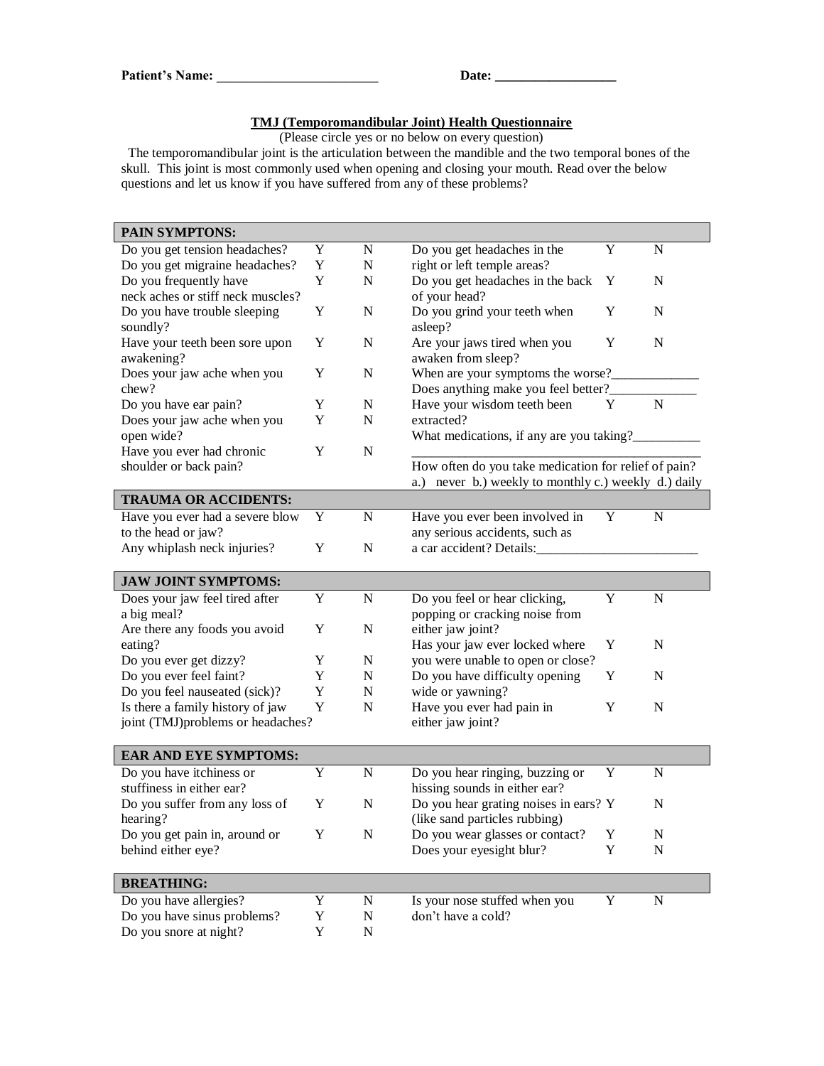**Patient's Name: ________________________** **Date: __________________**

**TMJ (Temporomandibular Joint) Health Questionnaire**

(Please circle yes or no below on every question)

The temporomandibular joint is the articulation between the mandible and the two temporal bones of the skull. This joint is most commonly used when opening and closing your mouth. Read over the below questions and let us know if you have suffered from any of these problems?

| **PAIN SYMPTONS:** | | | | | |
|---|---|---|---|---|---|
| Do you get tension headaches? | Y | N | Do you get headaches in the right or left temple areas? | Y | N |
| Do you get migraine headaches? | Y | N | Do you get headaches in the back of your head? | Y | N |
| Do you frequently have neck aches or stiff neck muscles? | Y | N | Do you grind your teeth when asleep? | Y | N |
| Do you have trouble sleeping soundly? | Y | N | Are your jaws tired when you awaken from sleep? | Y | N |
| Have your teeth been sore upon awakening? | Y | N | When are your symptoms the worse?_____________ | | |
| Does your jaw ache when you chew? | Y | N | Does anything make you feel better?_____________ | | |
| Do you have ear pain? | Y | N | Have your wisdom teeth been extracted? | Y | N |
| Does your jaw ache when you open wide? | Y | N | What medications, if any are you taking?__________ ______________________________________________ | | |
| Have you ever had chronic shoulder or back pain? | Y | N | How often do you take medication for relief of pain? a.) never b.) weekly to monthly c.) weekly d.) daily | | |

| **TRAUMA OR ACCIDENTS:** | | | | | |
|---|---|---|---|---|---|
| Have you ever had a severe blow to the head or jaw? | Y | N | Have you ever been involved in any serious accidents, such as a car accident? Details:________________________ | Y | N |
| Any whiplash neck injuries? | Y | N | | | |

| **JAW JOINT SYMPTOMS:** | | | | | |
|---|---|---|---|---|---|
| Does your jaw feel tired after a big meal? | Y | N | Do you feel or hear clicking, popping or cracking noise from either jaw joint? | Y | N |
| Are there any foods you avoid eating? | Y | N | Has your jaw ever locked where you were unable to open or close? | Y | N |
| Do you ever get dizzy? | Y | N | Do you have difficulty opening wide or yawning? | Y | N |
| Do you ever feel faint? | Y | N | Have you ever had pain in either jaw joint? | Y | N |
| Do you feel nauseated (sick)? | Y | N | | | |
| Is there a family history of jaw joint (TMJ)problems or headaches? | Y | N | | | |

| **EAR AND EYE SYMPTOMS:** | | | | | |
|---|---|---|---|---|---|
| Do you have itchiness or stuffiness in either ear? | Y | N | Do you hear ringing, buzzing or hissing sounds in either ear? | Y | N |
| Do you suffer from any loss of hearing? | Y | N | Do you hear grating noises in ears? (like sand particles rubbing) | Y | N |
| Do you get pain in, around or behind either eye? | Y | N | Do you wear glasses or contact? | Y | N |
| | | | Does your eyesight blur? | Y | N |

| **BREATHING:** | | | | | |
|---|---|---|---|---|---|
| Do you have allergies? | Y | N | Is your nose stuffed when you don't have a cold? | Y | N |
| Do you have sinus problems? | Y | N | | | |
| Do you snore at night? | Y | N | | | |